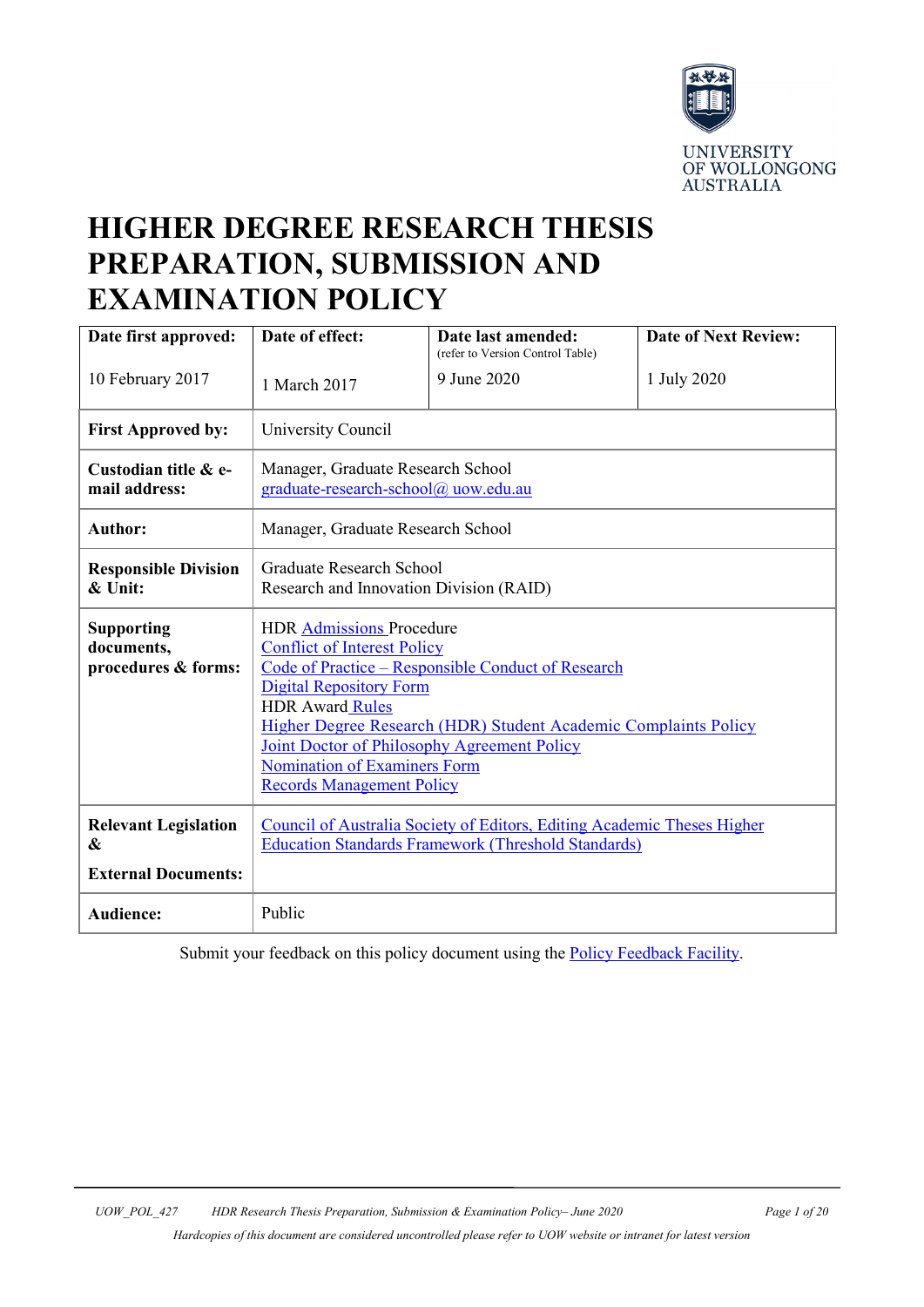UNIVERSITY OF WOLLONGONG AUSTRALIA

# HIGHER DEGREE RESEARCH THESIS PREPARATION, SUBMISSION AND EXAMINATION POLICY

| Date first approved: | Date of effect: | Date last amended: (refer to Version Control Table) | Date of Next Review: |
|---|---|---|---|
| 10 February 2017 | 1 March 2017 | 9 June 2020 | 1 July 2020 |

| | |
|---|---|
| **First Approved by:** | University Council |
| **Custodian title & e-mail address:** | Manager, Graduate Research School<br>graduate-research-school@ uow.edu.au |
| **Author:** | Manager, Graduate Research School |
| **Responsible Division & Unit:** | Graduate Research School<br>Research and Innovation Division (RAID) |
| **Supporting documents, procedures & forms:** | HDR Admissions Procedure<br>Conflict of Interest Policy<br>Code of Practice – Responsible Conduct of Research<br>Digital Repository Form<br>HDR Award Rules<br>Higher Degree Research (HDR) Student Academic Complaints Policy<br>Joint Doctor of Philosophy Agreement Policy<br>Nomination of Examiners Form<br>Records Management Policy |
| **Relevant Legislation & External Documents:** | Council of Australia Society of Editors, Editing Academic Theses Higher Education Standards Framework (Threshold Standards) |
| **Audience:** | Public |

Submit your feedback on this policy document using the Policy Feedback Facility.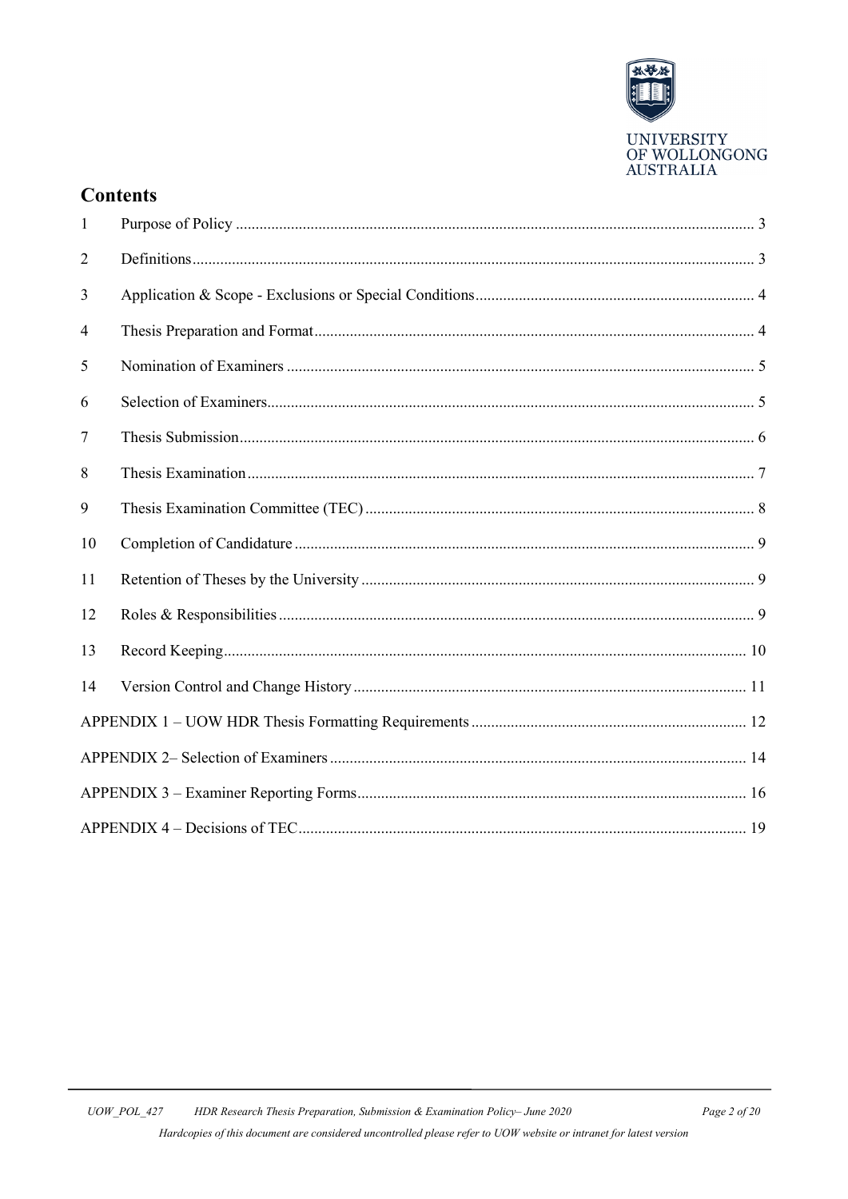## Contents

| | | |
|---|---|---|
| 1 | Purpose of Policy | 3 |
| 2 | Definitions | 3 |
| 3 | Application & Scope - Exclusions or Special Conditions | 4 |
| 4 | Thesis Preparation and Format | 4 |
| 5 | Nomination of Examiners | 5 |
| 6 | Selection of Examiners | 5 |
| 7 | Thesis Submission | 6 |
| 8 | Thesis Examination | 7 |
| 9 | Thesis Examination Committee (TEC) | 8 |
| 10 | Completion of Candidature | 9 |
| 11 | Retention of Theses by the University | 9 |
| 12 | Roles & Responsibilities | 9 |
| 13 | Record Keeping | 10 |
| 14 | Version Control and Change History | 11 |
| | APPENDIX 1 – UOW HDR Thesis Formatting Requirements | 12 |
| | APPENDIX 2– Selection of Examiners | 14 |
| | APPENDIX 3 – Examiner Reporting Forms | 16 |
| | APPENDIX 4 – Decisions of TEC | 19 |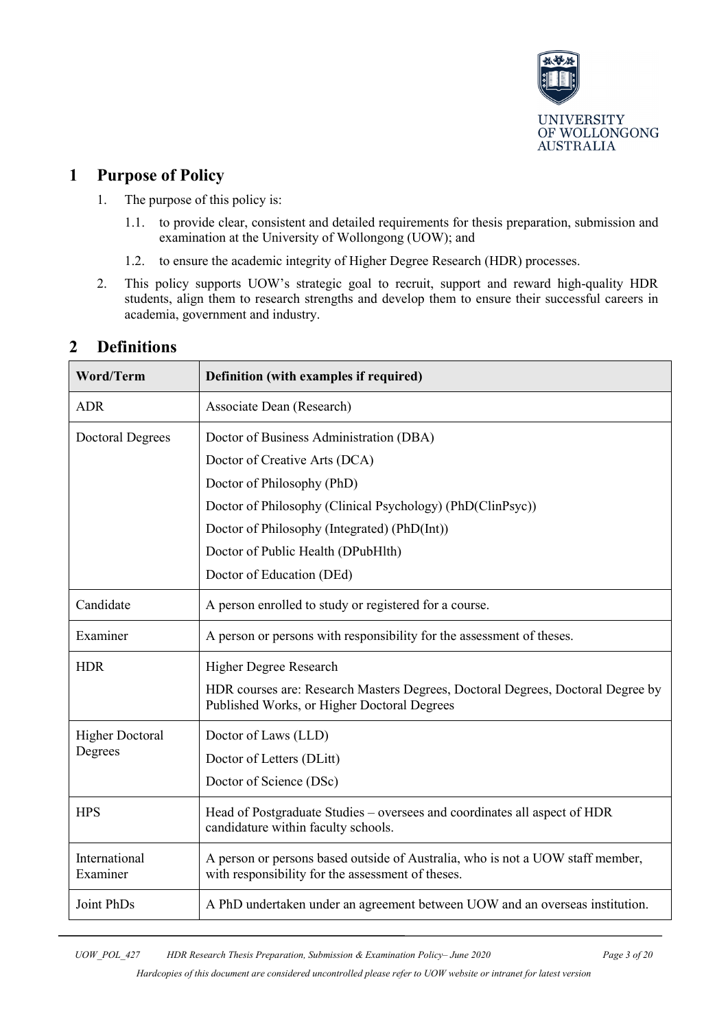## 1 Purpose of Policy

1. The purpose of this policy is:

   1.1. to provide clear, consistent and detailed requirements for thesis preparation, submission and examination at the University of Wollongong (UOW); and

   1.2. to ensure the academic integrity of Higher Degree Research (HDR) processes.

2. This policy supports UOW's strategic goal to recruit, support and reward high-quality HDR students, align them to research strengths and develop them to ensure their successful careers in academia, government and industry.

## 2 Definitions

| Word/Term | Definition (with examples if required) |
|---|---|
| ADR | Associate Dean (Research) |
| Doctoral Degrees | Doctor of Business Administration (DBA)<br>Doctor of Creative Arts (DCA)<br>Doctor of Philosophy (PhD)<br>Doctor of Philosophy (Clinical Psychology) (PhD(ClinPsyc))<br>Doctor of Philosophy (Integrated) (PhD(Int))<br>Doctor of Public Health (DPubHlth)<br>Doctor of Education (DEd) |
| Candidate | A person enrolled to study or registered for a course. |
| Examiner | A person or persons with responsibility for the assessment of theses. |
| HDR | Higher Degree Research<br>HDR courses are: Research Masters Degrees, Doctoral Degrees, Doctoral Degree by Published Works, or Higher Doctoral Degrees |
| Higher Doctoral Degrees | Doctor of Laws (LLD)<br>Doctor of Letters (DLitt)<br>Doctor of Science (DSc) |
| HPS | Head of Postgraduate Studies – oversees and coordinates all aspect of HDR candidature within faculty schools. |
| International Examiner | A person or persons based outside of Australia, who is not a UOW staff member, with responsibility for the assessment of theses. |
| Joint PhDs | A PhD undertaken under an agreement between UOW and an overseas institution. |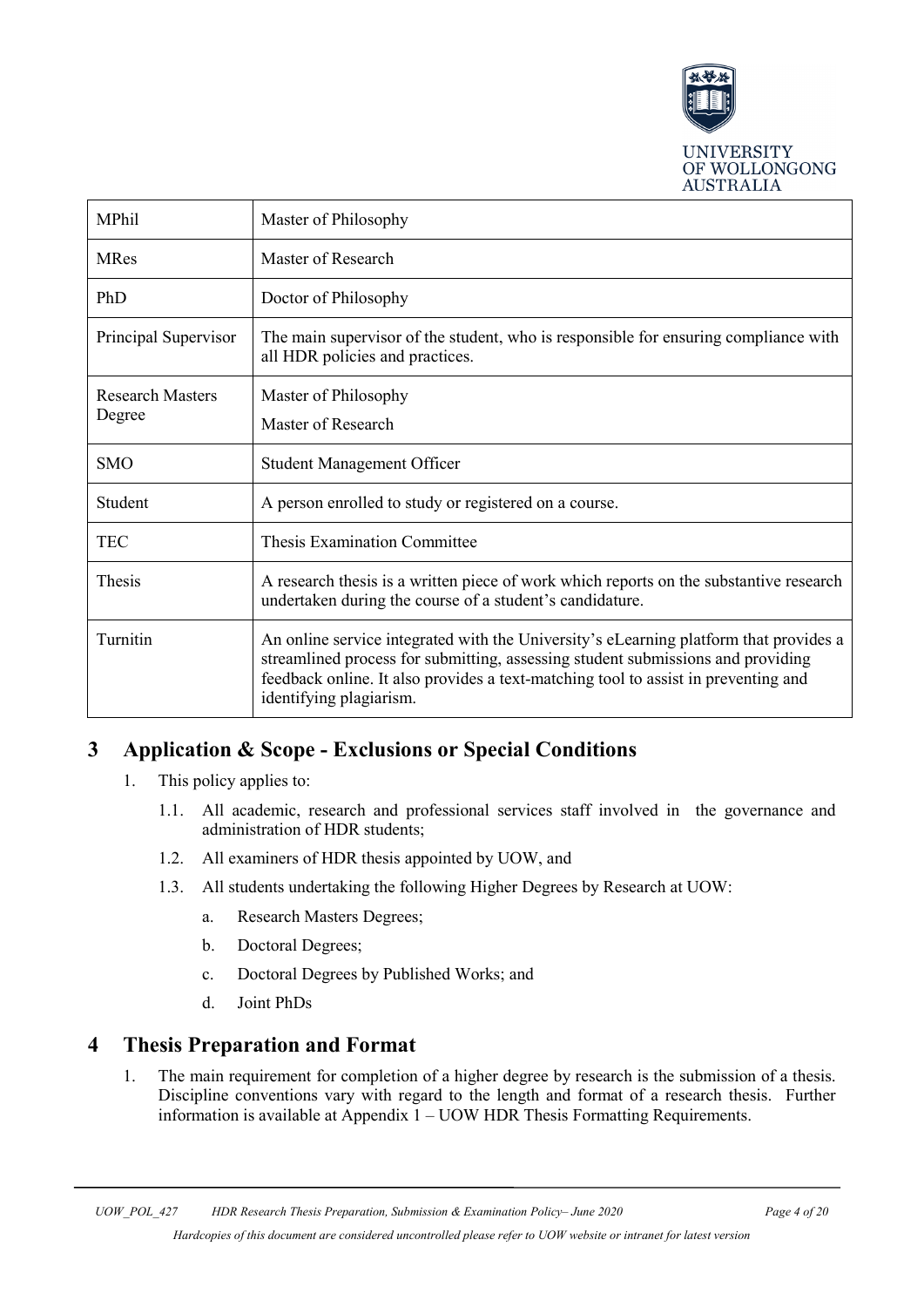| MPhil | Master of Philosophy |
|---|---|
| MRes | Master of Research |
| PhD | Doctor of Philosophy |
| Principal Supervisor | The main supervisor of the student, who is responsible for ensuring compliance with all HDR policies and practices. |
| Research Masters Degree | Master of Philosophy<br>Master of Research |
| SMO | Student Management Officer |
| Student | A person enrolled to study or registered on a course. |
| TEC | Thesis Examination Committee |
| Thesis | A research thesis is a written piece of work which reports on the substantive research undertaken during the course of a student's candidature. |
| Turnitin | An online service integrated with the University's eLearning platform that provides a streamlined process for submitting, assessing student submissions and providing feedback online. It also provides a text-matching tool to assist in preventing and identifying plagiarism. |

# 3 Application & Scope - Exclusions or Special Conditions

1. This policy applies to:
   1.1. All academic, research and professional services staff involved in the governance and administration of HDR students;
   1.2. All examiners of HDR thesis appointed by UOW, and
   1.3. All students undertaking the following Higher Degrees by Research at UOW:
      a. Research Masters Degrees;
      b. Doctoral Degrees;
      c. Doctoral Degrees by Published Works; and
      d. Joint PhDs

# 4 Thesis Preparation and Format

1. The main requirement for completion of a higher degree by research is the submission of a thesis. Discipline conventions vary with regard to the length and format of a research thesis. Further information is available at Appendix 1 – UOW HDR Thesis Formatting Requirements.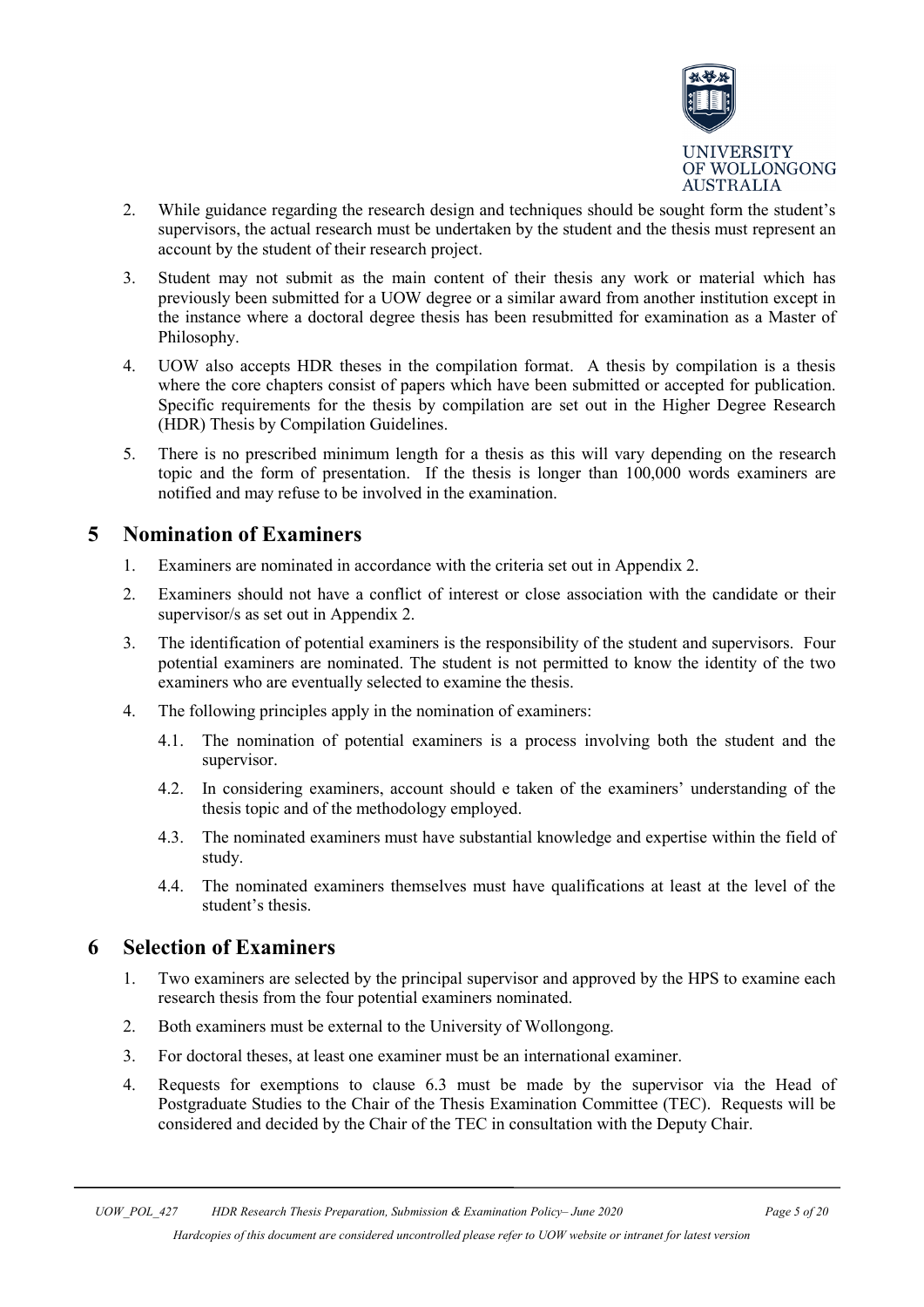2. While guidance regarding the research design and techniques should be sought form the student's supervisors, the actual research must be undertaken by the student and the thesis must represent an account by the student of their research project.

3. Student may not submit as the main content of their thesis any work or material which has previously been submitted for a UOW degree or a similar award from another institution except in the instance where a doctoral degree thesis has been resubmitted for examination as a Master of Philosophy.

4. UOW also accepts HDR theses in the compilation format. A thesis by compilation is a thesis where the core chapters consist of papers which have been submitted or accepted for publication. Specific requirements for the thesis by compilation are set out in the Higher Degree Research (HDR) Thesis by Compilation Guidelines.

5. There is no prescribed minimum length for a thesis as this will vary depending on the research topic and the form of presentation. If the thesis is longer than 100,000 words examiners are notified and may refuse to be involved in the examination.

# 5 Nomination of Examiners

1. Examiners are nominated in accordance with the criteria set out in Appendix 2.

2. Examiners should not have a conflict of interest or close association with the candidate or their supervisor/s as set out in Appendix 2.

3. The identification of potential examiners is the responsibility of the student and supervisors. Four potential examiners are nominated. The student is not permitted to know the identity of the two examiners who are eventually selected to examine the thesis.

4. The following principles apply in the nomination of examiners:

   4.1. The nomination of potential examiners is a process involving both the student and the supervisor.

   4.2. In considering examiners, account should e taken of the examiners' understanding of the thesis topic and of the methodology employed.

   4.3. The nominated examiners must have substantial knowledge and expertise within the field of study.

   4.4. The nominated examiners themselves must have qualifications at least at the level of the student's thesis.

# 6 Selection of Examiners

1. Two examiners are selected by the principal supervisor and approved by the HPS to examine each research thesis from the four potential examiners nominated.

2. Both examiners must be external to the University of Wollongong.

3. For doctoral theses, at least one examiner must be an international examiner.

4. Requests for exemptions to clause 6.3 must be made by the supervisor via the Head of Postgraduate Studies to the Chair of the Thesis Examination Committee (TEC). Requests will be considered and decided by the Chair of the TEC in consultation with the Deputy Chair.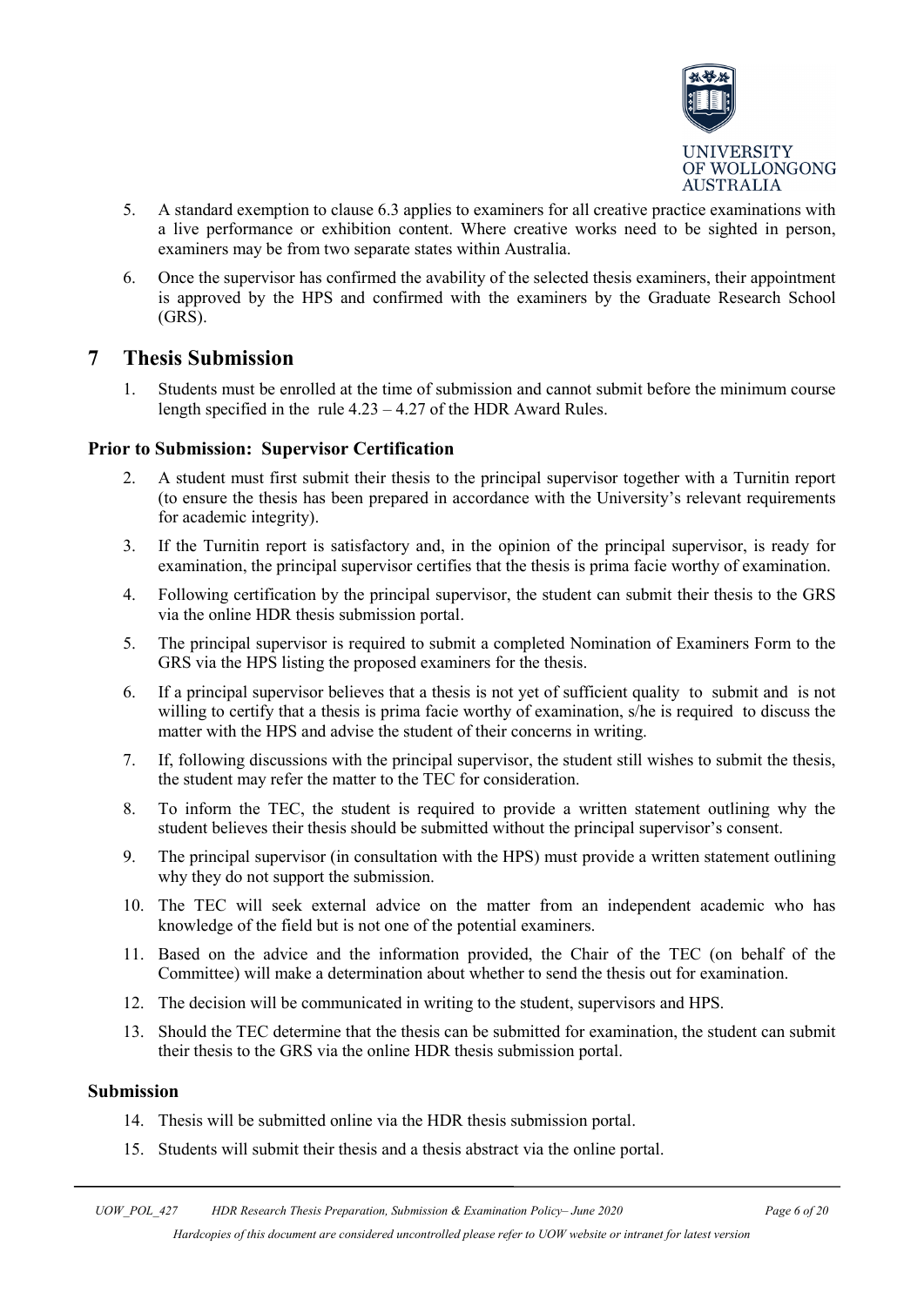5. A standard exemption to clause 6.3 applies to examiners for all creative practice examinations with a live performance or exhibition content. Where creative works need to be sighted in person, examiners may be from two separate states within Australia.

6. Once the supervisor has confirmed the avability of the selected thesis examiners, their appointment is approved by the HPS and confirmed with the examiners by the Graduate Research School (GRS).

# 7 Thesis Submission

1. Students must be enrolled at the time of submission and cannot submit before the minimum course length specified in the rule 4.23 – 4.27 of the HDR Award Rules.

### Prior to Submission: Supervisor Certification

2. A student must first submit their thesis to the principal supervisor together with a Turnitin report (to ensure the thesis has been prepared in accordance with the University's relevant requirements for academic integrity).

3. If the Turnitin report is satisfactory and, in the opinion of the principal supervisor, is ready for examination, the principal supervisor certifies that the thesis is prima facie worthy of examination.

4. Following certification by the principal supervisor, the student can submit their thesis to the GRS via the online HDR thesis submission portal.

5. The principal supervisor is required to submit a completed Nomination of Examiners Form to the GRS via the HPS listing the proposed examiners for the thesis.

6. If a principal supervisor believes that a thesis is not yet of sufficient quality to submit and is not willing to certify that a thesis is prima facie worthy of examination, s/he is required to discuss the matter with the HPS and advise the student of their concerns in writing.

7. If, following discussions with the principal supervisor, the student still wishes to submit the thesis, the student may refer the matter to the TEC for consideration.

8. To inform the TEC, the student is required to provide a written statement outlining why the student believes their thesis should be submitted without the principal supervisor's consent.

9. The principal supervisor (in consultation with the HPS) must provide a written statement outlining why they do not support the submission.

10. The TEC will seek external advice on the matter from an independent academic who has knowledge of the field but is not one of the potential examiners.

11. Based on the advice and the information provided, the Chair of the TEC (on behalf of the Committee) will make a determination about whether to send the thesis out for examination.

12. The decision will be communicated in writing to the student, supervisors and HPS.

13. Should the TEC determine that the thesis can be submitted for examination, the student can submit their thesis to the GRS via the online HDR thesis submission portal.

### Submission

14. Thesis will be submitted online via the HDR thesis submission portal.

15. Students will submit their thesis and a thesis abstract via the online portal.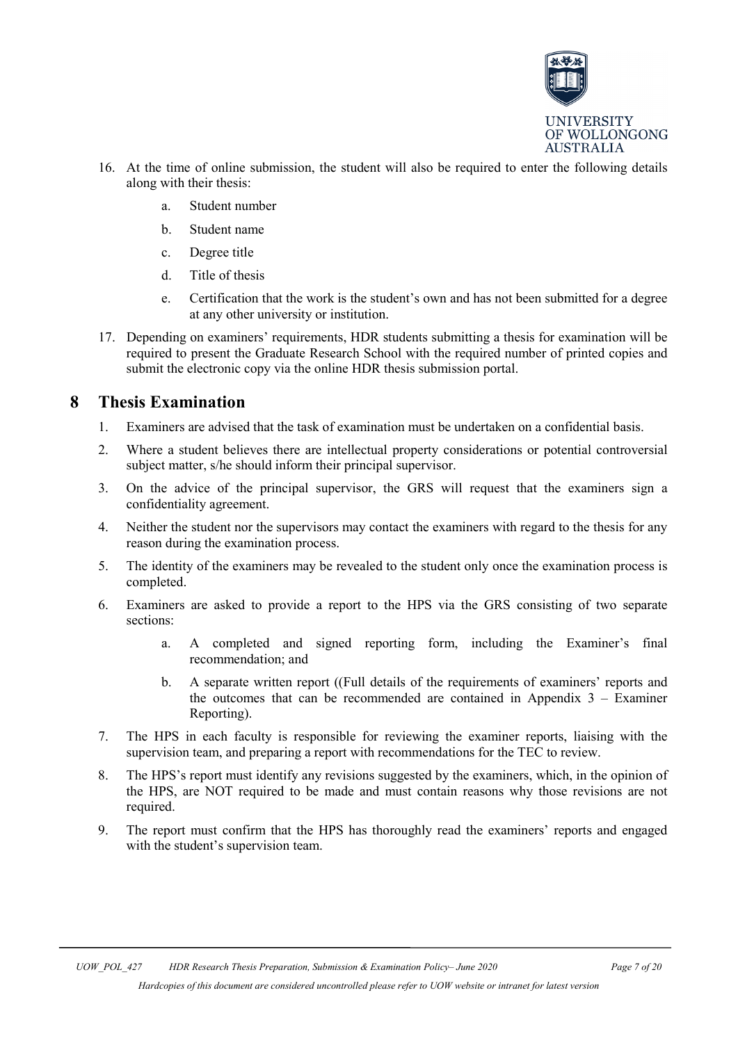16. At the time of online submission, the student will also be required to enter the following details along with their thesis:

    a. Student number

    b. Student name

    c. Degree title

    d. Title of thesis

    e. Certification that the work is the student's own and has not been submitted for a degree at any other university or institution.

17. Depending on examiners' requirements, HDR students submitting a thesis for examination will be required to present the Graduate Research School with the required number of printed copies and submit the electronic copy via the online HDR thesis submission portal.

# 8 Thesis Examination

1. Examiners are advised that the task of examination must be undertaken on a confidential basis.

2. Where a student believes there are intellectual property considerations or potential controversial subject matter, s/he should inform their principal supervisor.

3. On the advice of the principal supervisor, the GRS will request that the examiners sign a confidentiality agreement.

4. Neither the student nor the supervisors may contact the examiners with regard to the thesis for any reason during the examination process.

5. The identity of the examiners may be revealed to the student only once the examination process is completed.

6. Examiners are asked to provide a report to the HPS via the GRS consisting of two separate sections:

    a. A completed and signed reporting form, including the Examiner's final recommendation; and

    b. A separate written report ((Full details of the requirements of examiners' reports and the outcomes that can be recommended are contained in Appendix 3 – Examiner Reporting).

7. The HPS in each faculty is responsible for reviewing the examiner reports, liaising with the supervision team, and preparing a report with recommendations for the TEC to review.

8. The HPS's report must identify any revisions suggested by the examiners, which, in the opinion of the HPS, are NOT required to be made and must contain reasons why those revisions are not required.

9. The report must confirm that the HPS has thoroughly read the examiners' reports and engaged with the student's supervision team.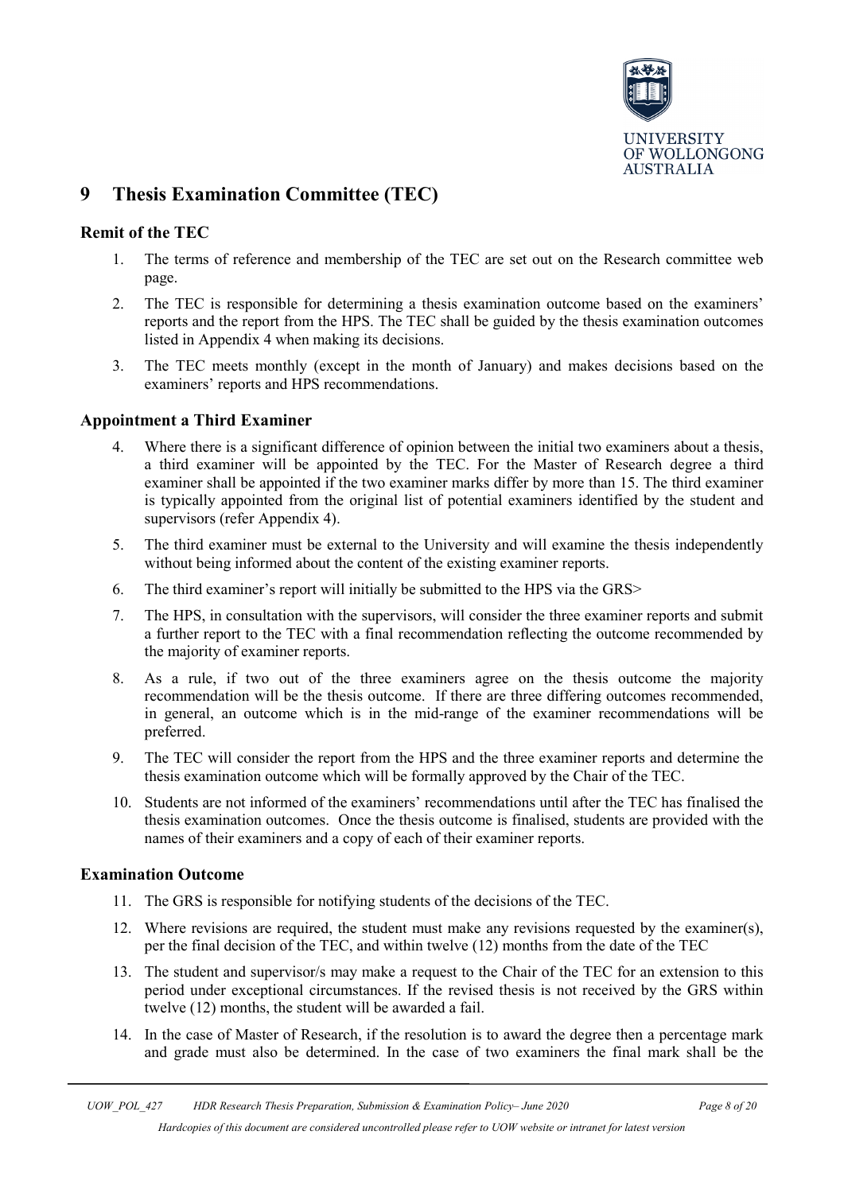## 9 Thesis Examination Committee (TEC)

### Remit of the TEC

1. The terms of reference and membership of the TEC are set out on the Research committee web page.
2. The TEC is responsible for determining a thesis examination outcome based on the examiners' reports and the report from the HPS. The TEC shall be guided by the thesis examination outcomes listed in Appendix 4 when making its decisions.
3. The TEC meets monthly (except in the month of January) and makes decisions based on the examiners' reports and HPS recommendations.

### Appointment a Third Examiner

4. Where there is a significant difference of opinion between the initial two examiners about a thesis, a third examiner will be appointed by the TEC. For the Master of Research degree a third examiner shall be appointed if the two examiner marks differ by more than 15. The third examiner is typically appointed from the original list of potential examiners identified by the student and supervisors (refer Appendix 4).
5. The third examiner must be external to the University and will examine the thesis independently without being informed about the content of the existing examiner reports.
6. The third examiner's report will initially be submitted to the HPS via the GRS>
7. The HPS, in consultation with the supervisors, will consider the three examiner reports and submit a further report to the TEC with a final recommendation reflecting the outcome recommended by the majority of examiner reports.
8. As a rule, if two out of the three examiners agree on the thesis outcome the majority recommendation will be the thesis outcome. If there are three differing outcomes recommended, in general, an outcome which is in the mid-range of the examiner recommendations will be preferred.
9. The TEC will consider the report from the HPS and the three examiner reports and determine the thesis examination outcome which will be formally approved by the Chair of the TEC.
10. Students are not informed of the examiners' recommendations until after the TEC has finalised the thesis examination outcomes. Once the thesis outcome is finalised, students are provided with the names of their examiners and a copy of each of their examiner reports.

### Examination Outcome

11. The GRS is responsible for notifying students of the decisions of the TEC.
12. Where revisions are required, the student must make any revisions requested by the examiner(s), per the final decision of the TEC, and within twelve (12) months from the date of the TEC
13. The student and supervisor/s may make a request to the Chair of the TEC for an extension to this period under exceptional circumstances. If the revised thesis is not received by the GRS within twelve (12) months, the student will be awarded a fail.
14. In the case of Master of Research, if the resolution is to award the degree then a percentage mark and grade must also be determined. In the case of two examiners the final mark shall be the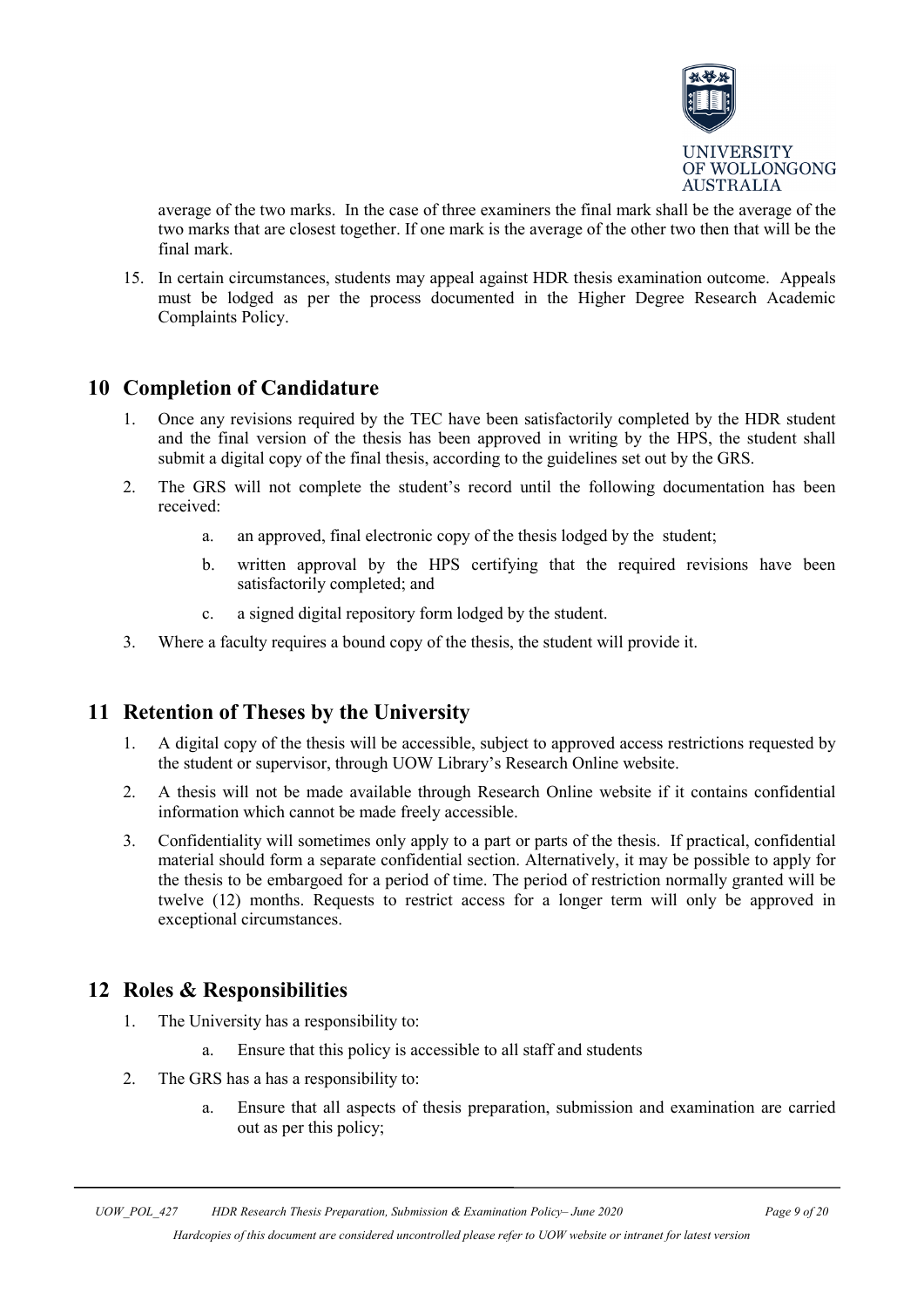average of the two marks. In the case of three examiners the final mark shall be the average of the two marks that are closest together. If one mark is the average of the other two then that will be the final mark.

15. In certain circumstances, students may appeal against HDR thesis examination outcome. Appeals must be lodged as per the process documented in the Higher Degree Research Academic Complaints Policy.

## 10 Completion of Candidature

1. Once any revisions required by the TEC have been satisfactorily completed by the HDR student and the final version of the thesis has been approved in writing by the HPS, the student shall submit a digital copy of the final thesis, according to the guidelines set out by the GRS.
2. The GRS will not complete the student's record until the following documentation has been received:
   a. an approved, final electronic copy of the thesis lodged by the student;
   b. written approval by the HPS certifying that the required revisions have been satisfactorily completed; and
   c. a signed digital repository form lodged by the student.
3. Where a faculty requires a bound copy of the thesis, the student will provide it.

## 11 Retention of Theses by the University

1. A digital copy of the thesis will be accessible, subject to approved access restrictions requested by the student or supervisor, through UOW Library's Research Online website.
2. A thesis will not be made available through Research Online website if it contains confidential information which cannot be made freely accessible.
3. Confidentiality will sometimes only apply to a part or parts of the thesis. If practical, confidential material should form a separate confidential section. Alternatively, it may be possible to apply for the thesis to be embargoed for a period of time. The period of restriction normally granted will be twelve (12) months. Requests to restrict access for a longer term will only be approved in exceptional circumstances.

## 12 Roles & Responsibilities

1. The University has a responsibility to:
   a. Ensure that this policy is accessible to all staff and students
2. The GRS has a has a responsibility to:
   a. Ensure that all aspects of thesis preparation, submission and examination are carried out as per this policy;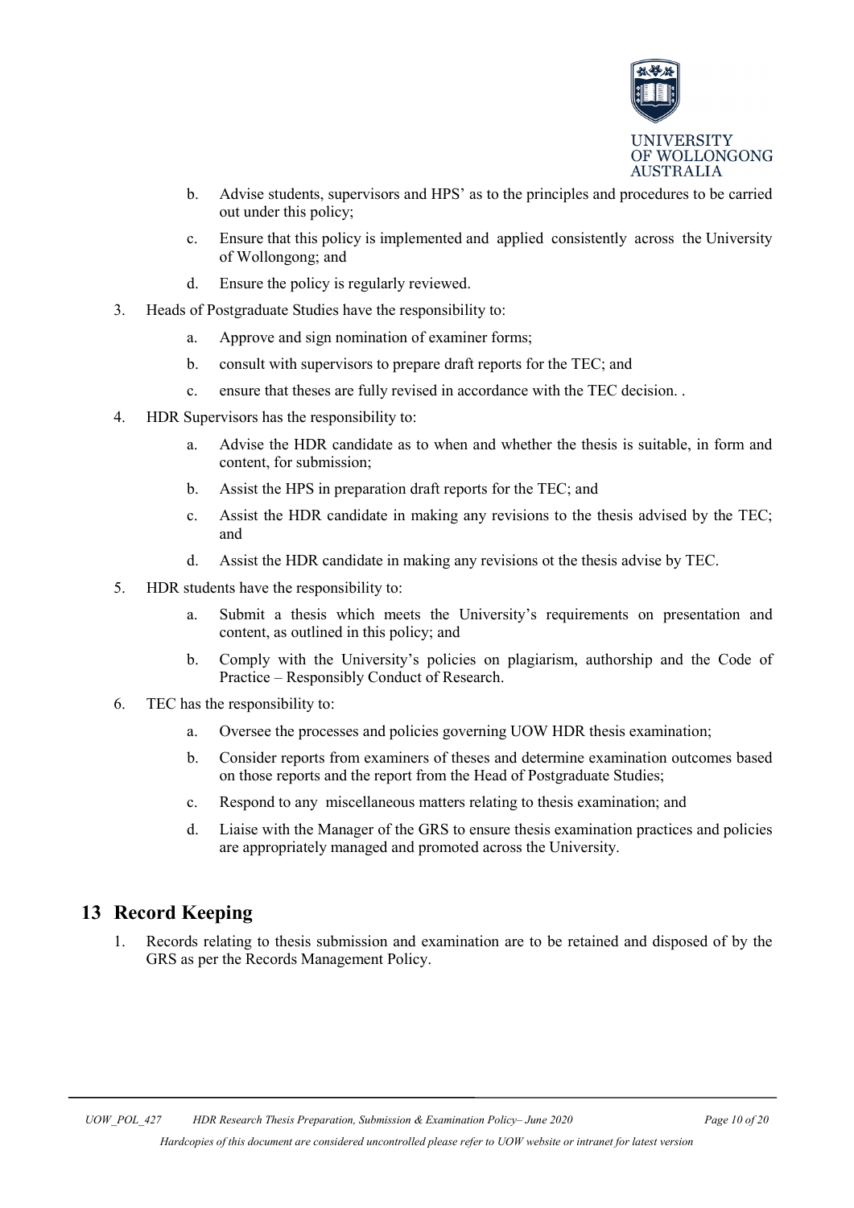b. Advise students, supervisors and HPS' as to the principles and procedures to be carried out under this policy;

   c. Ensure that this policy is implemented and applied consistently across the University of Wollongong; and

   d. Ensure the policy is regularly reviewed.

3. Heads of Postgraduate Studies have the responsibility to:

   a. Approve and sign nomination of examiner forms;

   b. consult with supervisors to prepare draft reports for the TEC; and

   c. ensure that theses are fully revised in accordance with the TEC decision. .

4. HDR Supervisors has the responsibility to:

   a. Advise the HDR candidate as to when and whether the thesis is suitable, in form and content, for submission;

   b. Assist the HPS in preparation draft reports for the TEC; and

   c. Assist the HDR candidate in making any revisions to the thesis advised by the TEC; and

   d. Assist the HDR candidate in making any revisions ot the thesis advise by TEC.

5. HDR students have the responsibility to:

   a. Submit a thesis which meets the University's requirements on presentation and content, as outlined in this policy; and

   b. Comply with the University's policies on plagiarism, authorship and the Code of Practice – Responsibly Conduct of Research.

6. TEC has the responsibility to:

   a. Oversee the processes and policies governing UOW HDR thesis examination;

   b. Consider reports from examiners of theses and determine examination outcomes based on those reports and the report from the Head of Postgraduate Studies;

   c. Respond to any miscellaneous matters relating to thesis examination; and

   d. Liaise with the Manager of the GRS to ensure thesis examination practices and policies are appropriately managed and promoted across the University.

## 13 Record Keeping

1. Records relating to thesis submission and examination are to be retained and disposed of by the GRS as per the Records Management Policy.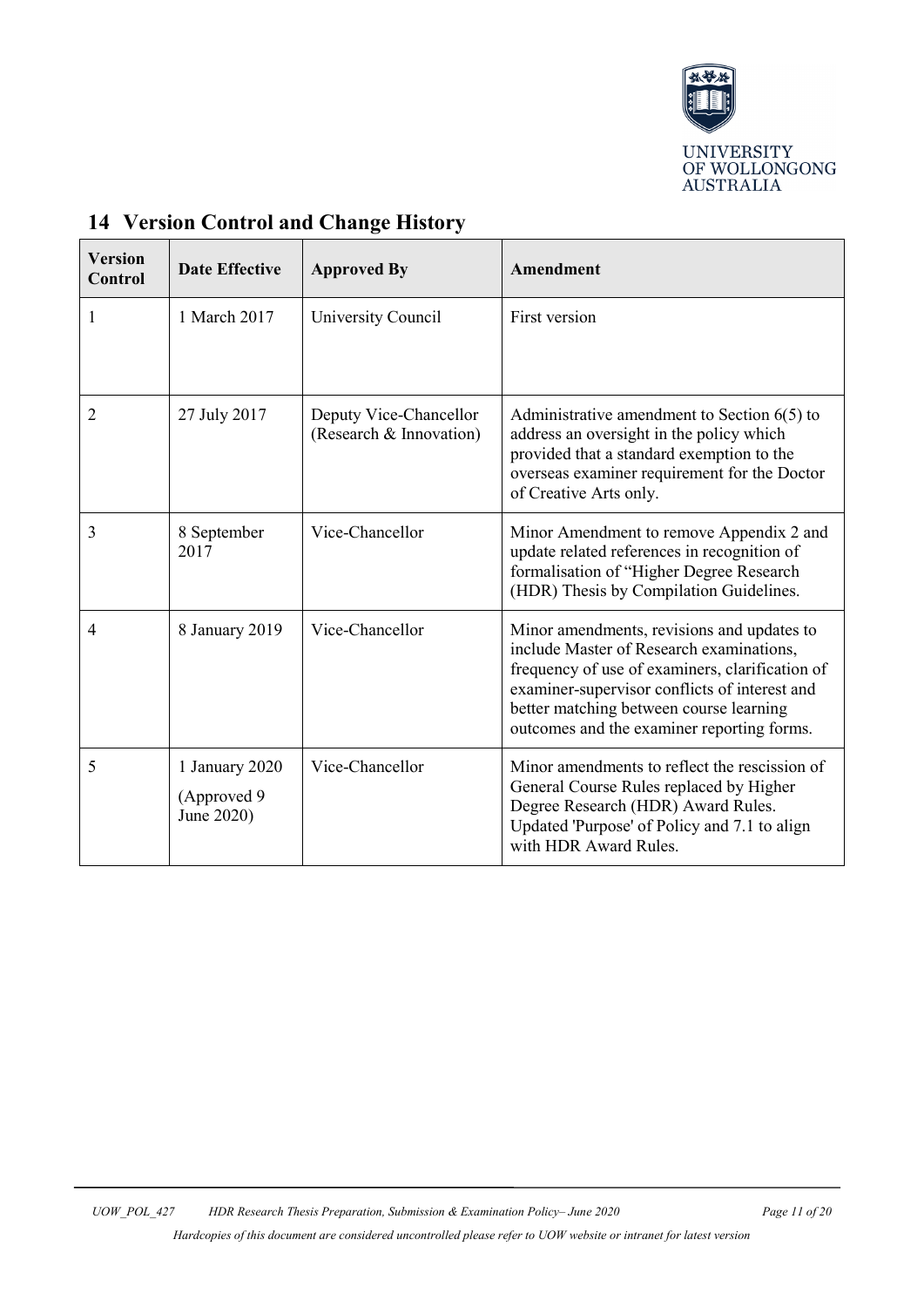## 14 Version Control and Change History

| Version Control | Date Effective | Approved By | Amendment |
|---|---|---|---|
| 1 | 1 March 2017 | University Council | First version |
| 2 | 27 July 2017 | Deputy Vice-Chancellor (Research & Innovation) | Administrative amendment to Section 6(5) to address an oversight in the policy which provided that a standard exemption to the overseas examiner requirement for the Doctor of Creative Arts only. |
| 3 | 8 September 2017 | Vice-Chancellor | Minor Amendment to remove Appendix 2 and update related references in recognition of formalisation of "Higher Degree Research (HDR) Thesis by Compilation Guidelines. |
| 4 | 8 January 2019 | Vice-Chancellor | Minor amendments, revisions and updates to include Master of Research examinations, frequency of use of examiners, clarification of examiner-supervisor conflicts of interest and better matching between course learning outcomes and the examiner reporting forms. |
| 5 | 1 January 2020 (Approved 9 June 2020) | Vice-Chancellor | Minor amendments to reflect the rescission of General Course Rules replaced by Higher Degree Research (HDR) Award Rules. Updated 'Purpose' of Policy and 7.1 to align with HDR Award Rules. |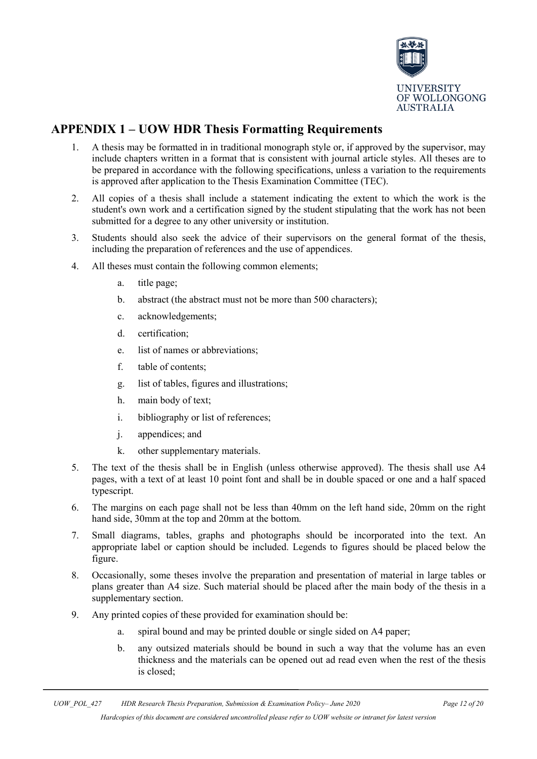## APPENDIX 1 – UOW HDR Thesis Formatting Requirements

1. A thesis may be formatted in in traditional monograph style or, if approved by the supervisor, may include chapters written in a format that is consistent with journal article styles. All theses are to be prepared in accordance with the following specifications, unless a variation to the requirements is approved after application to the Thesis Examination Committee (TEC).
2. All copies of a thesis shall include a statement indicating the extent to which the work is the student's own work and a certification signed by the student stipulating that the work has not been submitted for a degree to any other university or institution.
3. Students should also seek the advice of their supervisors on the general format of the thesis, including the preparation of references and the use of appendices.
4. All theses must contain the following common elements;
   a. title page;
   b. abstract (the abstract must not be more than 500 characters);
   c. acknowledgements;
   d. certification;
   e. list of names or abbreviations;
   f. table of contents;
   g. list of tables, figures and illustrations;
   h. main body of text;
   i. bibliography or list of references;
   j. appendices; and
   k. other supplementary materials.
5. The text of the thesis shall be in English (unless otherwise approved). The thesis shall use A4 pages, with a text of at least 10 point font and shall be in double spaced or one and a half spaced typescript.
6. The margins on each page shall not be less than 40mm on the left hand side, 20mm on the right hand side, 30mm at the top and 20mm at the bottom.
7. Small diagrams, tables, graphs and photographs should be incorporated into the text. An appropriate label or caption should be included. Legends to figures should be placed below the figure.
8. Occasionally, some theses involve the preparation and presentation of material in large tables or plans greater than A4 size. Such material should be placed after the main body of the thesis in a supplementary section.
9. Any printed copies of these provided for examination should be:
   a. spiral bound and may be printed double or single sided on A4 paper;
   b. any outsized materials should be bound in such a way that the volume has an even thickness and the materials can be opened out ad read even when the rest of the thesis is closed;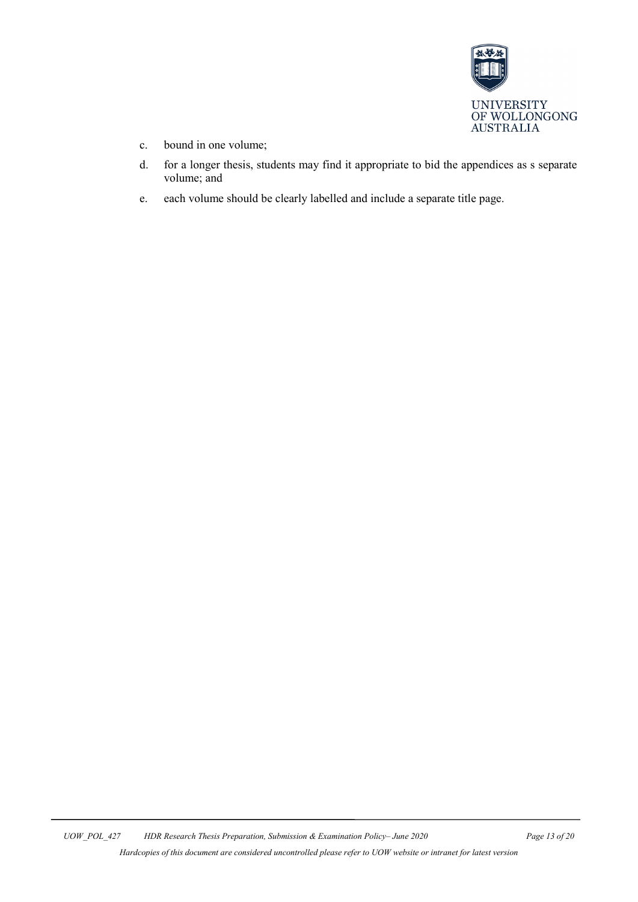c. bound in one volume;

d. for a longer thesis, students may find it appropriate to bid the appendices as s separate volume; and

e. each volume should be clearly labelled and include a separate title page.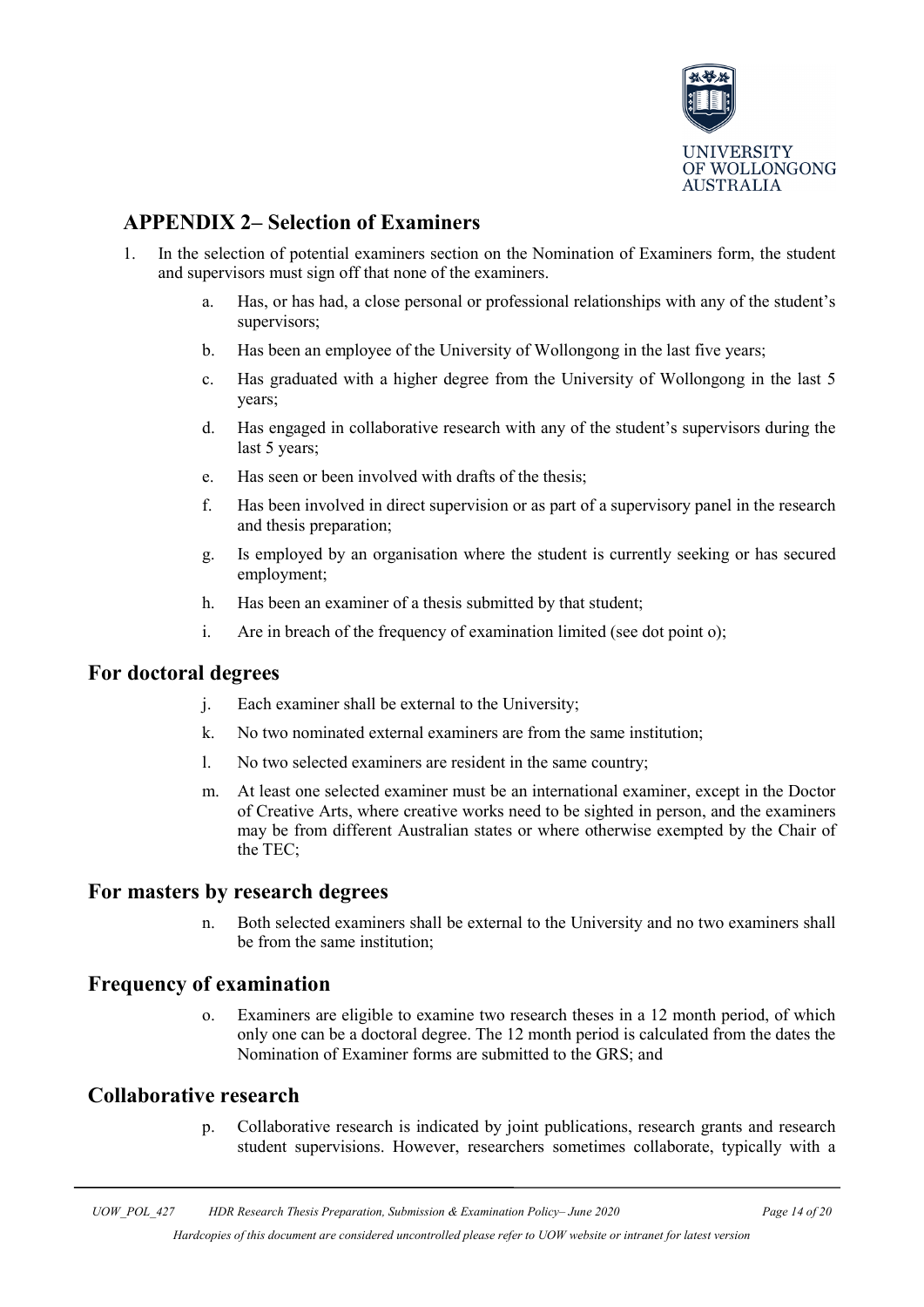## APPENDIX 2– Selection of Examiners

1. In the selection of potential examiners section on the Nomination of Examiners form, the student and supervisors must sign off that none of the examiners.

    a. Has, or has had, a close personal or professional relationships with any of the student's supervisors;

    b. Has been an employee of the University of Wollongong in the last five years;

    c. Has graduated with a higher degree from the University of Wollongong in the last 5 years;

    d. Has engaged in collaborative research with any of the student's supervisors during the last 5 years;

    e. Has seen or been involved with drafts of the thesis;

    f. Has been involved in direct supervision or as part of a supervisory panel in the research and thesis preparation;

    g. Is employed by an organisation where the student is currently seeking or has secured employment;

    h. Has been an examiner of a thesis submitted by that student;

    i. Are in breach of the frequency of examination limited (see dot point o);

## For doctoral degrees

j. Each examiner shall be external to the University;

k. No two nominated external examiners are from the same institution;

l. No two selected examiners are resident in the same country;

m. At least one selected examiner must be an international examiner, except in the Doctor of Creative Arts, where creative works need to be sighted in person, and the examiners may be from different Australian states or where otherwise exempted by the Chair of the TEC;

## For masters by research degrees

n. Both selected examiners shall be external to the University and no two examiners shall be from the same institution;

## Frequency of examination

o. Examiners are eligible to examine two research theses in a 12 month period, of which only one can be a doctoral degree. The 12 month period is calculated from the dates the Nomination of Examiner forms are submitted to the GRS; and

## Collaborative research

p. Collaborative research is indicated by joint publications, research grants and research student supervisions. However, researchers sometimes collaborate, typically with a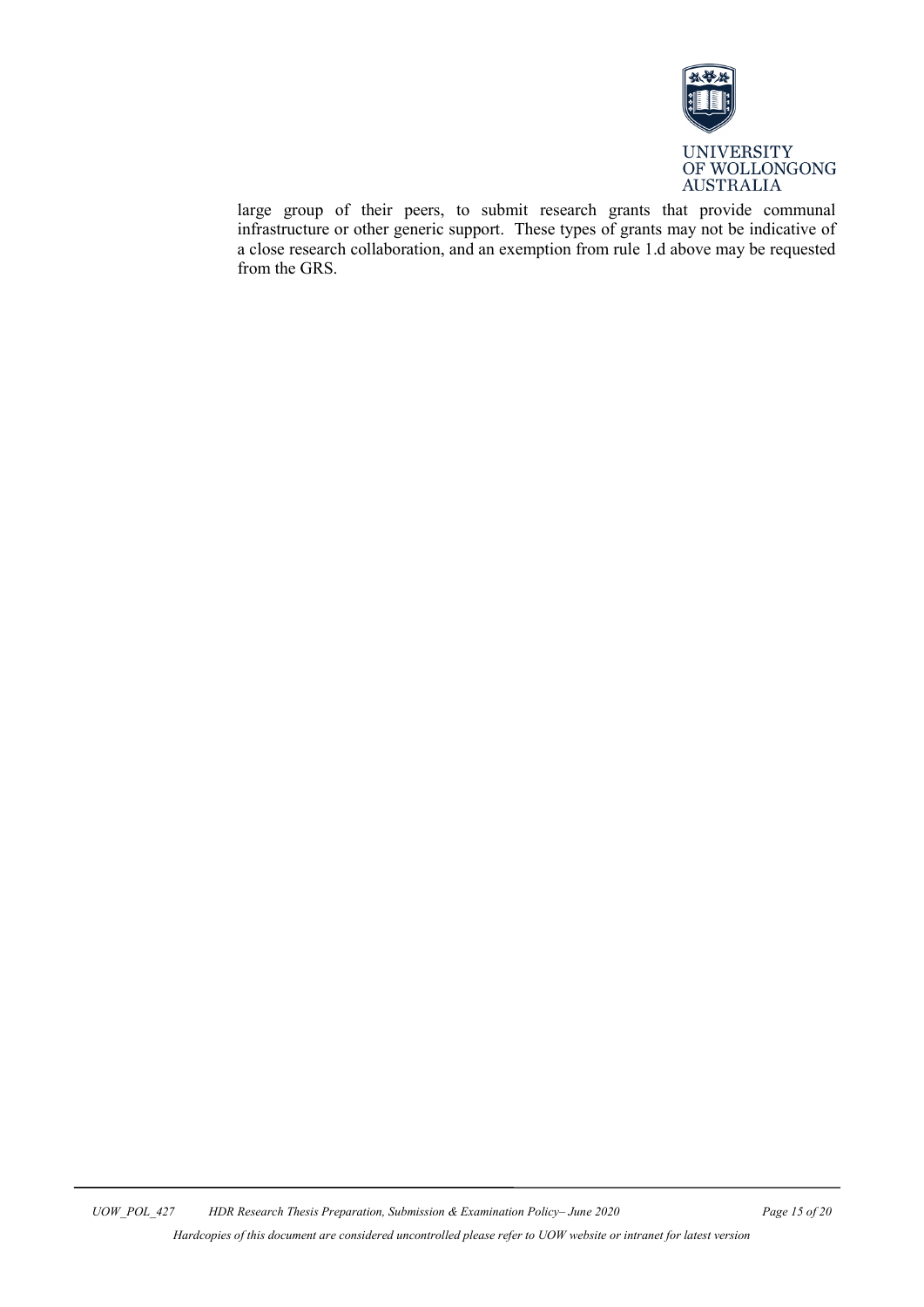large group of their peers, to submit research grants that provide communal infrastructure or other generic support. These types of grants may not be indicative of a close research collaboration, and an exemption from rule 1.d above may be requested from the GRS.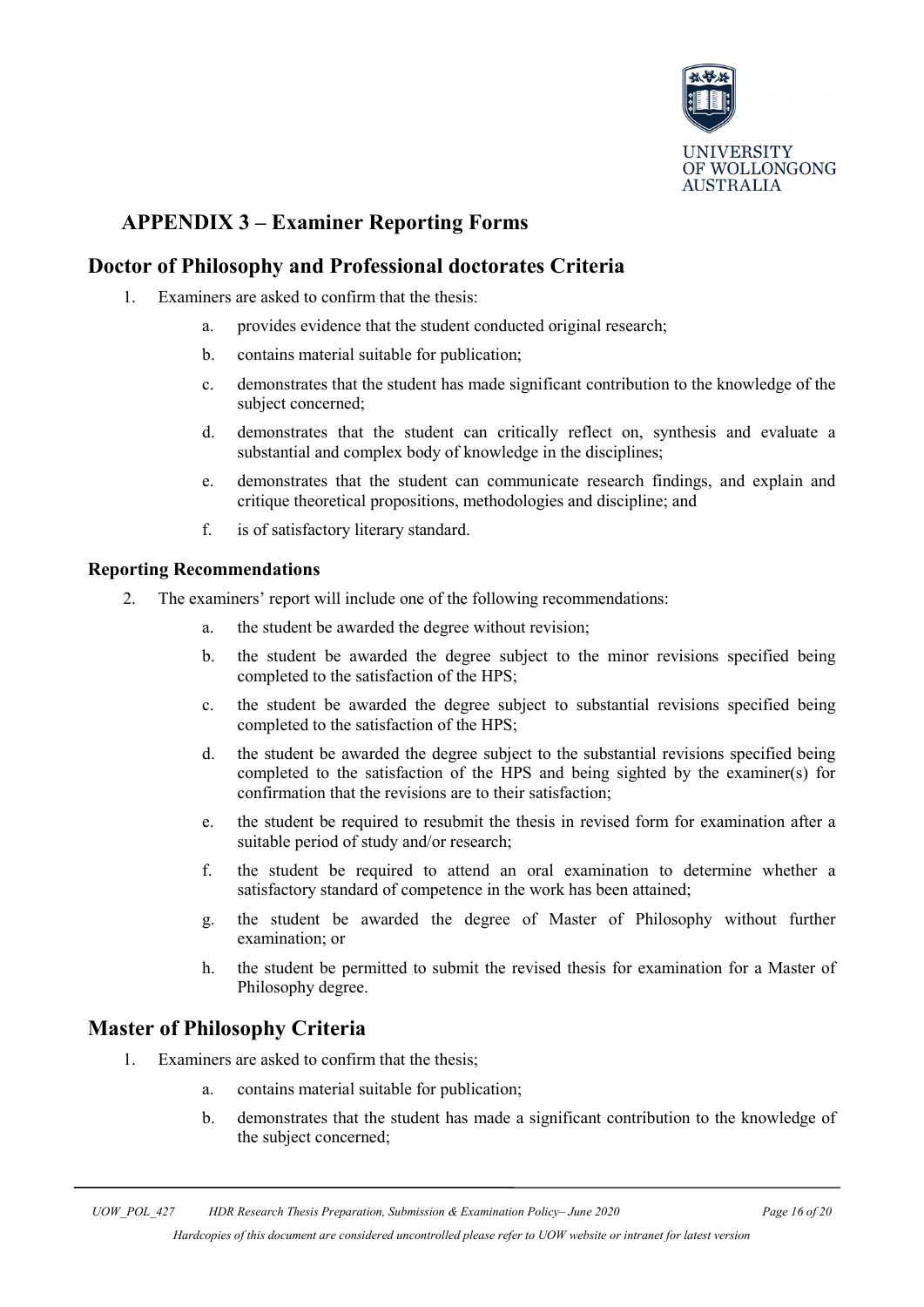## APPENDIX 3 – Examiner Reporting Forms

## Doctor of Philosophy and Professional doctorates Criteria

1. Examiners are asked to confirm that the thesis:
    a. provides evidence that the student conducted original research;
    b. contains material suitable for publication;
    c. demonstrates that the student has made significant contribution to the knowledge of the subject concerned;
    d. demonstrates that the student can critically reflect on, synthesis and evaluate a substantial and complex body of knowledge in the disciplines;
    e. demonstrates that the student can communicate research findings, and explain and critique theoretical propositions, methodologies and discipline; and
    f. is of satisfactory literary standard.

### Reporting Recommendations

2. The examiners' report will include one of the following recommendations:
    a. the student be awarded the degree without revision;
    b. the student be awarded the degree subject to the minor revisions specified being completed to the satisfaction of the HPS;
    c. the student be awarded the degree subject to substantial revisions specified being completed to the satisfaction of the HPS;
    d. the student be awarded the degree subject to the substantial revisions specified being completed to the satisfaction of the HPS and being sighted by the examiner(s) for confirmation that the revisions are to their satisfaction;
    e. the student be required to resubmit the thesis in revised form for examination after a suitable period of study and/or research;
    f. the student be required to attend an oral examination to determine whether a satisfactory standard of competence in the work has been attained;
    g. the student be awarded the degree of Master of Philosophy without further examination; or
    h. the student be permitted to submit the revised thesis for examination for a Master of Philosophy degree.

## Master of Philosophy Criteria

1. Examiners are asked to confirm that the thesis;
    a. contains material suitable for publication;
    b. demonstrates that the student has made a significant contribution to the knowledge of the subject concerned;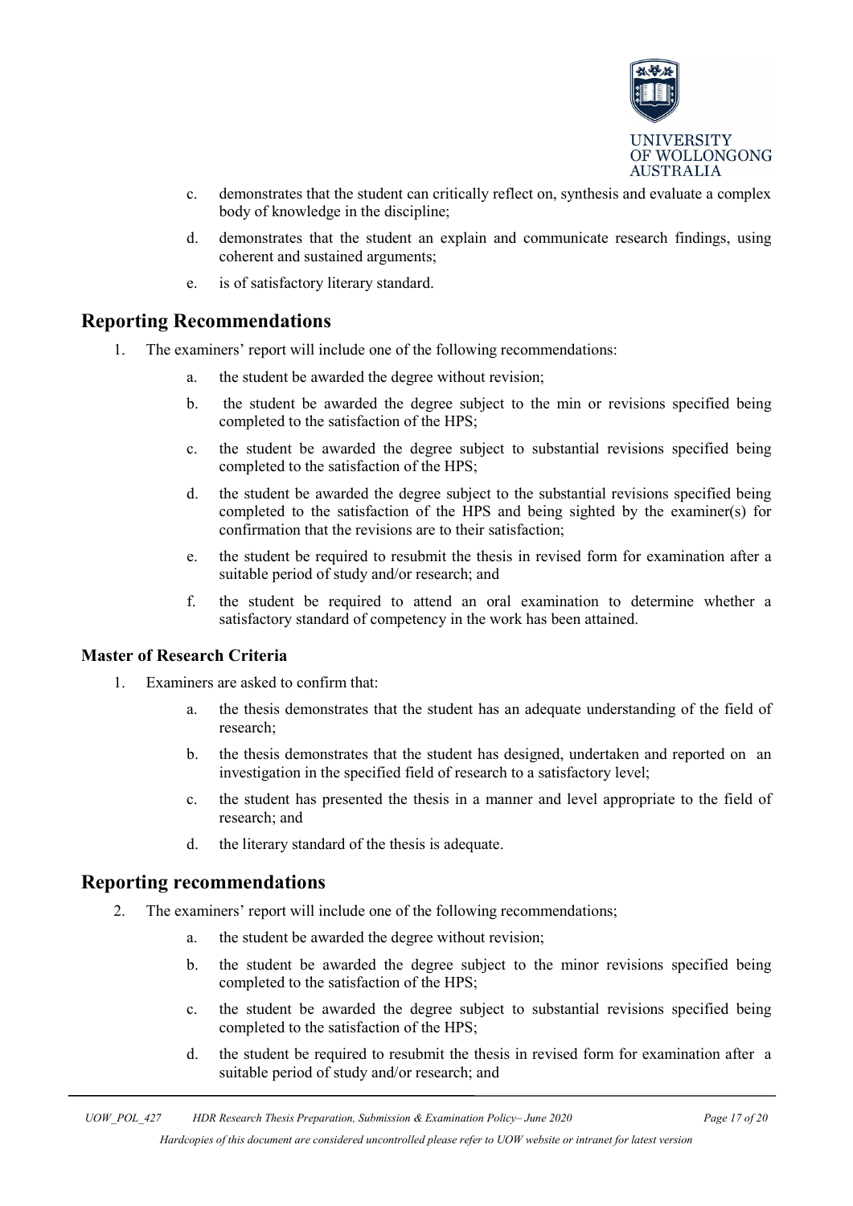c. demonstrates that the student can critically reflect on, synthesis and evaluate a complex body of knowledge in the discipline;

d. demonstrates that the student an explain and communicate research findings, using coherent and sustained arguments;

e. is of satisfactory literary standard.

## Reporting Recommendations

1. The examiners' report will include one of the following recommendations:

    a. the student be awarded the degree without revision;

    b. the student be awarded the degree subject to the min or revisions specified being completed to the satisfaction of the HPS;

    c. the student be awarded the degree subject to substantial revisions specified being completed to the satisfaction of the HPS;

    d. the student be awarded the degree subject to the substantial revisions specified being completed to the satisfaction of the HPS and being sighted by the examiner(s) for confirmation that the revisions are to their satisfaction;

    e. the student be required to resubmit the thesis in revised form for examination after a suitable period of study and/or research; and

    f. the student be required to attend an oral examination to determine whether a satisfactory standard of competency in the work has been attained.

### Master of Research Criteria

1. Examiners are asked to confirm that:

    a. the thesis demonstrates that the student has an adequate understanding of the field of research;

    b. the thesis demonstrates that the student has designed, undertaken and reported on an investigation in the specified field of research to a satisfactory level;

    c. the student has presented the thesis in a manner and level appropriate to the field of research; and

    d. the literary standard of the thesis is adequate.

## Reporting recommendations

2. The examiners' report will include one of the following recommendations;

    a. the student be awarded the degree without revision;

    b. the student be awarded the degree subject to the minor revisions specified being completed to the satisfaction of the HPS;

    c. the student be awarded the degree subject to substantial revisions specified being completed to the satisfaction of the HPS;

    d. the student be required to resubmit the thesis in revised form for examination after a suitable period of study and/or research; and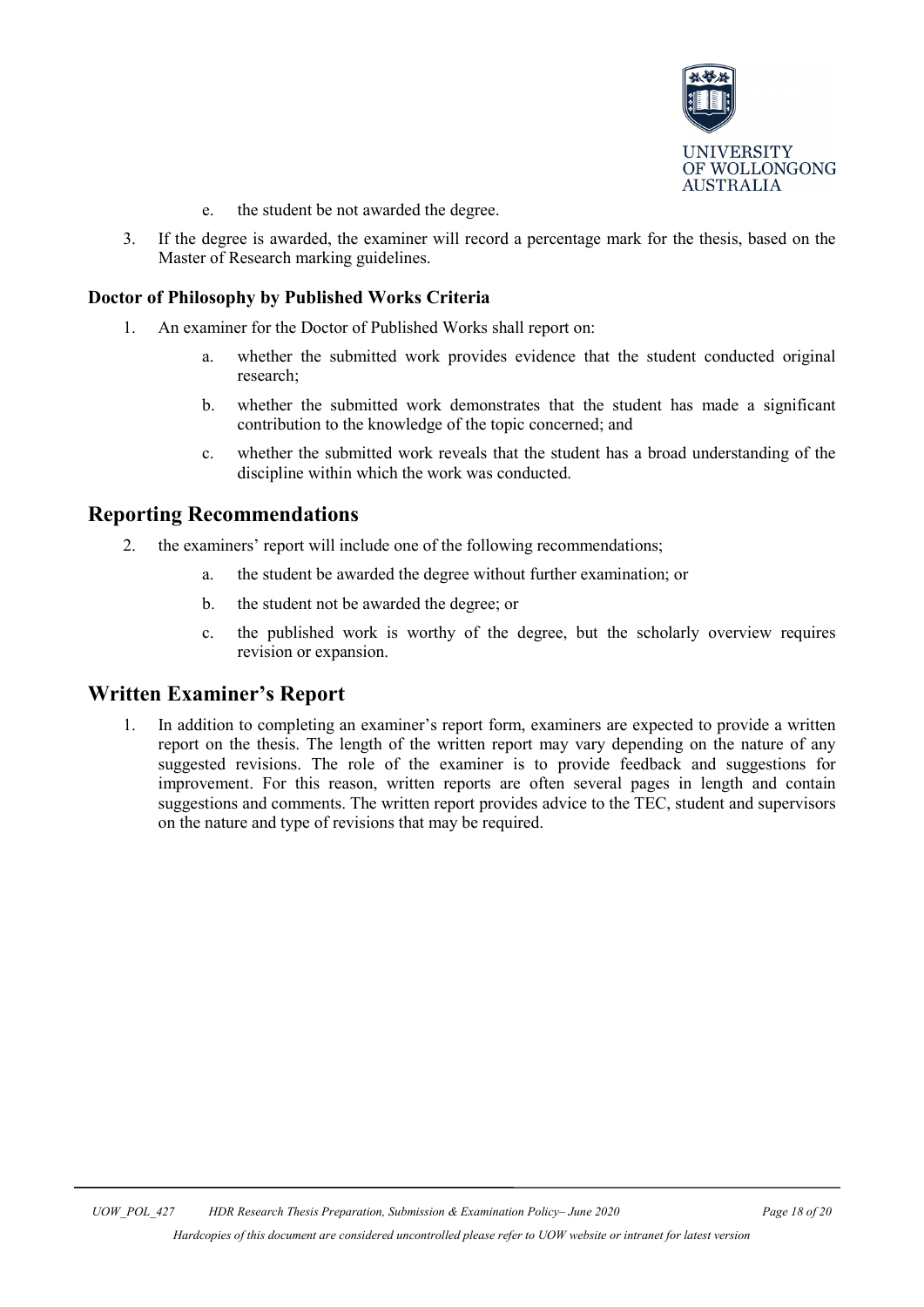e. the student be not awarded the degree.

3. If the degree is awarded, the examiner will record a percentage mark for the thesis, based on the Master of Research marking guidelines.

### Doctor of Philosophy by Published Works Criteria

1. An examiner for the Doctor of Published Works shall report on:

    a. whether the submitted work provides evidence that the student conducted original research;

    b. whether the submitted work demonstrates that the student has made a significant contribution to the knowledge of the topic concerned; and

    c. whether the submitted work reveals that the student has a broad understanding of the discipline within which the work was conducted.

## Reporting Recommendations

2. the examiners' report will include one of the following recommendations;

    a. the student be awarded the degree without further examination; or

    b. the student not be awarded the degree; or

    c. the published work is worthy of the degree, but the scholarly overview requires revision or expansion.

## Written Examiner's Report

1. In addition to completing an examiner's report form, examiners are expected to provide a written report on the thesis. The length of the written report may vary depending on the nature of any suggested revisions. The role of the examiner is to provide feedback and suggestions for improvement. For this reason, written reports are often several pages in length and contain suggestions and comments. The written report provides advice to the TEC, student and supervisors on the nature and type of revisions that may be required.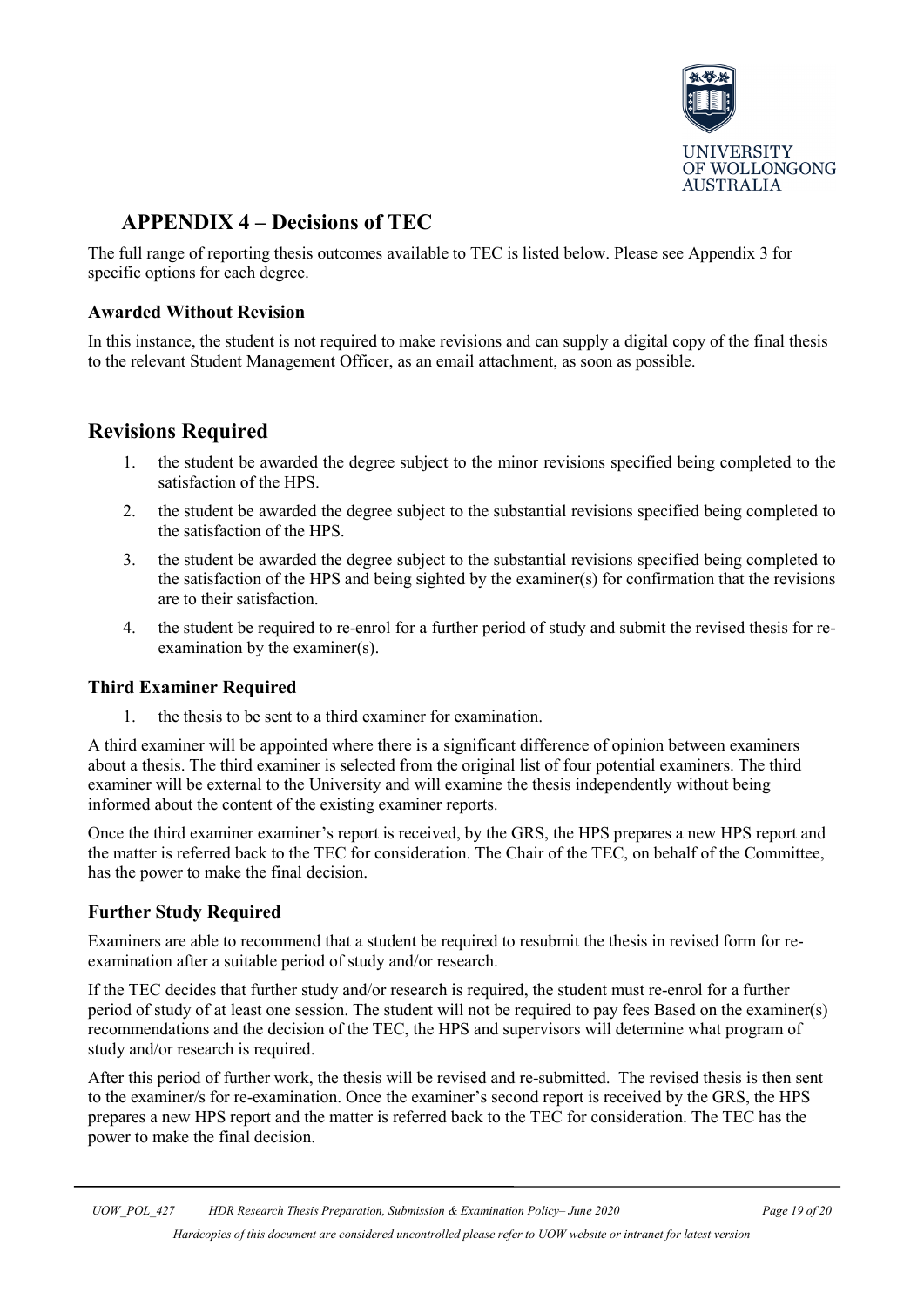## APPENDIX 4 – Decisions of TEC

The full range of reporting thesis outcomes available to TEC is listed below. Please see Appendix 3 for specific options for each degree.

### Awarded Without Revision

In this instance, the student is not required to make revisions and can supply a digital copy of the final thesis to the relevant Student Management Officer, as an email attachment, as soon as possible.

## Revisions Required

1. the student be awarded the degree subject to the minor revisions specified being completed to the satisfaction of the HPS.
2. the student be awarded the degree subject to the substantial revisions specified being completed to the satisfaction of the HPS.
3. the student be awarded the degree subject to the substantial revisions specified being completed to the satisfaction of the HPS and being sighted by the examiner(s) for confirmation that the revisions are to their satisfaction.
4. the student be required to re-enrol for a further period of study and submit the revised thesis for re-examination by the examiner(s).

### Third Examiner Required

1. the thesis to be sent to a third examiner for examination.

A third examiner will be appointed where there is a significant difference of opinion between examiners about a thesis. The third examiner is selected from the original list of four potential examiners. The third examiner will be external to the University and will examine the thesis independently without being informed about the content of the existing examiner reports.

Once the third examiner examiner's report is received, by the GRS, the HPS prepares a new HPS report and the matter is referred back to the TEC for consideration. The Chair of the TEC, on behalf of the Committee, has the power to make the final decision.

### Further Study Required

Examiners are able to recommend that a student be required to resubmit the thesis in revised form for re-examination after a suitable period of study and/or research.

If the TEC decides that further study and/or research is required, the student must re-enrol for a further period of study of at least one session. The student will not be required to pay fees Based on the examiner(s) recommendations and the decision of the TEC, the HPS and supervisors will determine what program of study and/or research is required.

After this period of further work, the thesis will be revised and re-submitted. The revised thesis is then sent to the examiner/s for re-examination. Once the examiner's second report is received by the GRS, the HPS prepares a new HPS report and the matter is referred back to the TEC for consideration. The TEC has the power to make the final decision.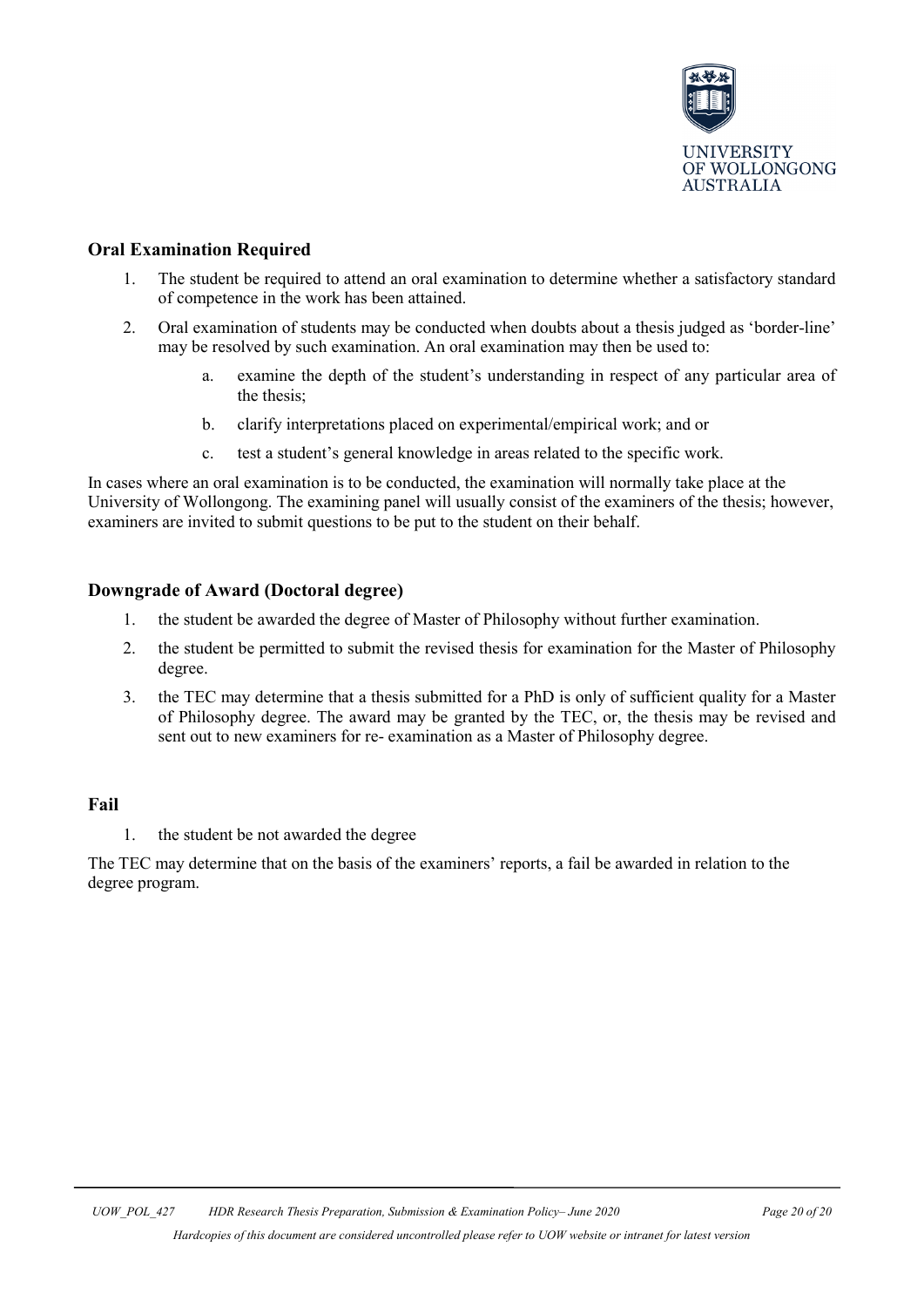### Oral Examination Required

1. The student be required to attend an oral examination to determine whether a satisfactory standard of competence in the work has been attained.
2. Oral examination of students may be conducted when doubts about a thesis judged as 'border-line' may be resolved by such examination. An oral examination may then be used to:
    a. examine the depth of the student's understanding in respect of any particular area of the thesis;
    b. clarify interpretations placed on experimental/empirical work; and or
    c. test a student's general knowledge in areas related to the specific work.

In cases where an oral examination is to be conducted, the examination will normally take place at the University of Wollongong. The examining panel will usually consist of the examiners of the thesis; however, examiners are invited to submit questions to be put to the student on their behalf.

### Downgrade of Award (Doctoral degree)

1. the student be awarded the degree of Master of Philosophy without further examination.
2. the student be permitted to submit the revised thesis for examination for the Master of Philosophy degree.
3. the TEC may determine that a thesis submitted for a PhD is only of sufficient quality for a Master of Philosophy degree. The award may be granted by the TEC, or, the thesis may be revised and sent out to new examiners for re- examination as a Master of Philosophy degree.

### Fail

1. the student be not awarded the degree

The TEC may determine that on the basis of the examiners' reports, a fail be awarded in relation to the degree program.